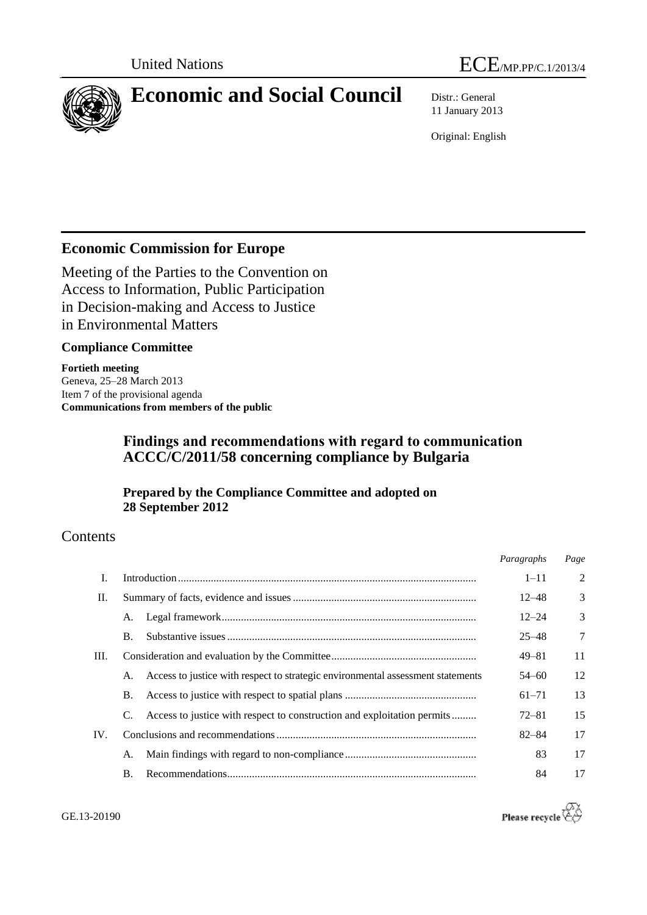United Nations ECE/MP.PP/C.1/2013/4

# Economic and Social Council

Distr.: General
11 January 2013

Original: English

## Economic Commission for Europe

Meeting of the Parties to the Convention on Access to Information, Public Participation in Decision-making and Access to Justice in Environmental Matters

### Compliance Committee

**Fortieth meeting**
Geneva, 25–28 March 2013
Item 7 of the provisional agenda
**Communications from members of the public**

## Findings and recommendations with regard to communication ACCC/C/2011/58 concerning compliance by Bulgaria

### Prepared by the Compliance Committee and adopted on 28 September 2012

## Contents

| | | Paragraphs | Page |
|---|---|---|---|
| I. | Introduction | 1–11 | 2 |
| II. | Summary of facts, evidence and issues | 12–48 | 3 |
| | A. Legal framework | 12–24 | 3 |
| | B. Substantive issues | 25–48 | 7 |
| III. | Consideration and evaluation by the Committee | 49–81 | 11 |
| | A. Access to justice with respect to strategic environmental assessment statements | 54–60 | 12 |
| | B. Access to justice with respect to spatial plans | 61–71 | 13 |
| | C. Access to justice with respect to construction and exploitation permits | 72–81 | 15 |
| IV. | Conclusions and recommendations | 82–84 | 17 |
| | A. Main findings with regard to non-compliance | 83 | 17 |
| | B. Recommendations | 84 | 17 |

GE.13-20190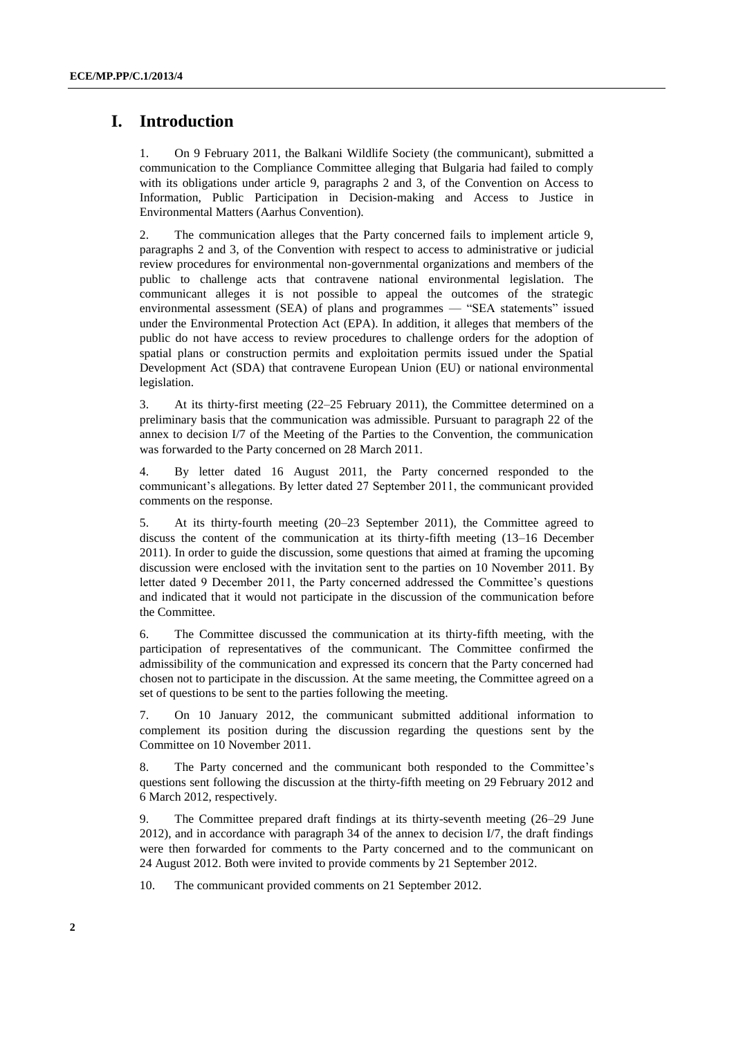# I. Introduction

1. On 9 February 2011, the Balkani Wildlife Society (the communicant), submitted a communication to the Compliance Committee alleging that Bulgaria had failed to comply with its obligations under article 9, paragraphs 2 and 3, of the Convention on Access to Information, Public Participation in Decision-making and Access to Justice in Environmental Matters (Aarhus Convention).

2. The communication alleges that the Party concerned fails to implement article 9, paragraphs 2 and 3, of the Convention with respect to access to administrative or judicial review procedures for environmental non-governmental organizations and members of the public to challenge acts that contravene national environmental legislation. The communicant alleges it is not possible to appeal the outcomes of the strategic environmental assessment (SEA) of plans and programmes — "SEA statements" issued under the Environmental Protection Act (EPA). In addition, it alleges that members of the public do not have access to review procedures to challenge orders for the adoption of spatial plans or construction permits and exploitation permits issued under the Spatial Development Act (SDA) that contravene European Union (EU) or national environmental legislation.

3. At its thirty-first meeting (22–25 February 2011), the Committee determined on a preliminary basis that the communication was admissible. Pursuant to paragraph 22 of the annex to decision I/7 of the Meeting of the Parties to the Convention, the communication was forwarded to the Party concerned on 28 March 2011.

4. By letter dated 16 August 2011, the Party concerned responded to the communicant's allegations. By letter dated 27 September 2011, the communicant provided comments on the response.

5. At its thirty-fourth meeting (20–23 September 2011), the Committee agreed to discuss the content of the communication at its thirty-fifth meeting (13–16 December 2011). In order to guide the discussion, some questions that aimed at framing the upcoming discussion were enclosed with the invitation sent to the parties on 10 November 2011. By letter dated 9 December 2011, the Party concerned addressed the Committee's questions and indicated that it would not participate in the discussion of the communication before the Committee.

6. The Committee discussed the communication at its thirty-fifth meeting, with the participation of representatives of the communicant. The Committee confirmed the admissibility of the communication and expressed its concern that the Party concerned had chosen not to participate in the discussion. At the same meeting, the Committee agreed on a set of questions to be sent to the parties following the meeting.

7. On 10 January 2012, the communicant submitted additional information to complement its position during the discussion regarding the questions sent by the Committee on 10 November 2011.

8. The Party concerned and the communicant both responded to the Committee's questions sent following the discussion at the thirty-fifth meeting on 29 February 2012 and 6 March 2012, respectively.

9. The Committee prepared draft findings at its thirty-seventh meeting (26–29 June 2012), and in accordance with paragraph 34 of the annex to decision I/7, the draft findings were then forwarded for comments to the Party concerned and to the communicant on 24 August 2012. Both were invited to provide comments by 21 September 2012.

10. The communicant provided comments on 21 September 2012.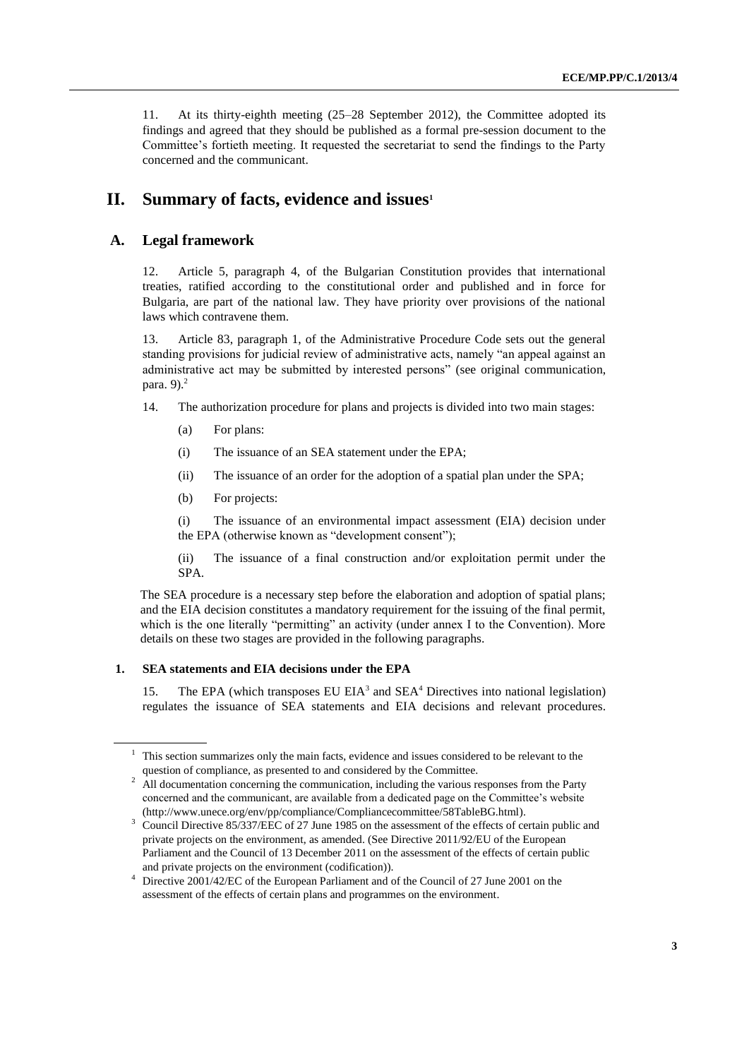11. At its thirty-eighth meeting (25–28 September 2012), the Committee adopted its findings and agreed that they should be published as a formal pre-session document to the Committee's fortieth meeting. It requested the secretariat to send the findings to the Party concerned and the communicant.

# II. Summary of facts, evidence and issues[1]

## A. Legal framework

12. Article 5, paragraph 4, of the Bulgarian Constitution provides that international treaties, ratified according to the constitutional order and published and in force for Bulgaria, are part of the national law. They have priority over provisions of the national laws which contravene them.

13. Article 83, paragraph 1, of the Administrative Procedure Code sets out the general standing provisions for judicial review of administrative acts, namely "an appeal against an administrative act may be submitted by interested persons" (see original communication, para. 9).[2]

14. The authorization procedure for plans and projects is divided into two main stages:

(a) For plans:

(i) The issuance of an SEA statement under the EPA;

(ii) The issuance of an order for the adoption of a spatial plan under the SPA;

(b) For projects:

(i) The issuance of an environmental impact assessment (EIA) decision under the EPA (otherwise known as "development consent");

(ii) The issuance of a final construction and/or exploitation permit under the SPA.

The SEA procedure is a necessary step before the elaboration and adoption of spatial plans; and the EIA decision constitutes a mandatory requirement for the issuing of the final permit, which is the one literally "permitting" an activity (under annex I to the Convention). More details on these two stages are provided in the following paragraphs.

### 1. SEA statements and EIA decisions under the EPA

15. The EPA (which transposes EU EIA[3] and SEA[4] Directives into national legislation) regulates the issuance of SEA statements and EIA decisions and relevant procedures.

---

[1] This section summarizes only the main facts, evidence and issues considered to be relevant to the question of compliance, as presented to and considered by the Committee.

[2] All documentation concerning the communication, including the various responses from the Party concerned and the communicant, are available from a dedicated page on the Committee's website (http://www.unece.org/env/pp/compliance/Compliancecommittee/58TableBG.html).

[3] Council Directive 85/337/EEC of 27 June 1985 on the assessment of the effects of certain public and private projects on the environment, as amended. (See Directive 2011/92/EU of the European Parliament and the Council of 13 December 2011 on the assessment of the effects of certain public and private projects on the environment (codification)).

[4] Directive 2001/42/EC of the European Parliament and of the Council of 27 June 2001 on the assessment of the effects of certain plans and programmes on the environment.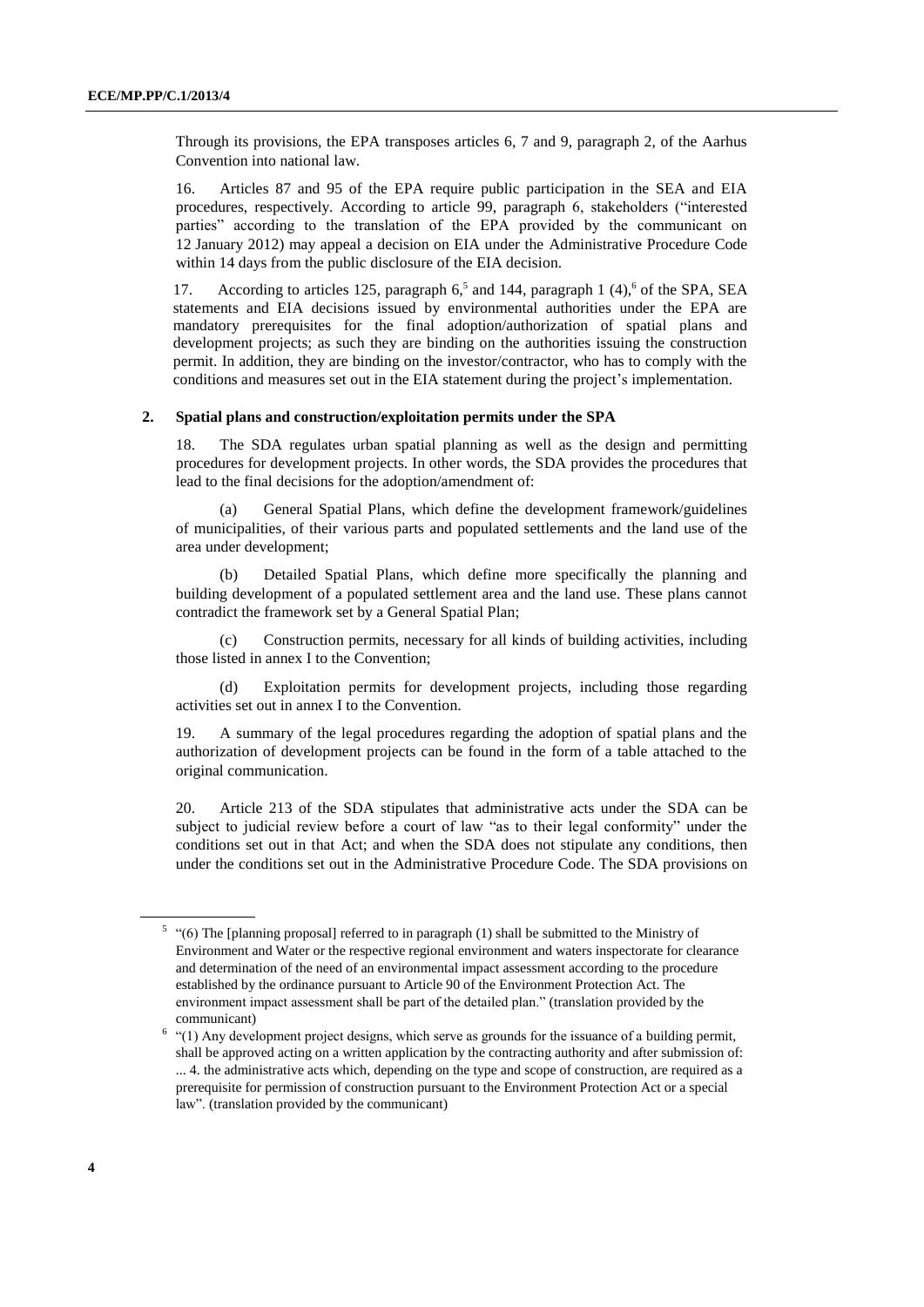Through its provisions, the EPA transposes articles 6, 7 and 9, paragraph 2, of the Aarhus Convention into national law.

16. Articles 87 and 95 of the EPA require public participation in the SEA and EIA procedures, respectively. According to article 99, paragraph 6, stakeholders ("interested parties" according to the translation of the EPA provided by the communicant on 12 January 2012) may appeal a decision on EIA under the Administrative Procedure Code within 14 days from the public disclosure of the EIA decision.

17. According to articles 125, paragraph 6,[5] and 144, paragraph 1 (4),[6] of the SPA, SEA statements and EIA decisions issued by environmental authorities under the EPA are mandatory prerequisites for the final adoption/authorization of spatial plans and development projects; as such they are binding on the authorities issuing the construction permit. In addition, they are binding on the investor/contractor, who has to comply with the conditions and measures set out in the EIA statement during the project's implementation.

## 2. Spatial plans and construction/exploitation permits under the SPA

18. The SDA regulates urban spatial planning as well as the design and permitting procedures for development projects. In other words, the SDA provides the procedures that lead to the final decisions for the adoption/amendment of:

(a) General Spatial Plans, which define the development framework/guidelines of municipalities, of their various parts and populated settlements and the land use of the area under development;

(b) Detailed Spatial Plans, which define more specifically the planning and building development of a populated settlement area and the land use. These plans cannot contradict the framework set by a General Spatial Plan;

(c) Construction permits, necessary for all kinds of building activities, including those listed in annex I to the Convention;

(d) Exploitation permits for development projects, including those regarding activities set out in annex I to the Convention.

19. A summary of the legal procedures regarding the adoption of spatial plans and the authorization of development projects can be found in the form of a table attached to the original communication.

20. Article 213 of the SDA stipulates that administrative acts under the SDA can be subject to judicial review before a court of law "as to their legal conformity" under the conditions set out in that Act; and when the SDA does not stipulate any conditions, then under the conditions set out in the Administrative Procedure Code. The SDA provisions on

[5] "(6) The [planning proposal] referred to in paragraph (1) shall be submitted to the Ministry of Environment and Water or the respective regional environment and waters inspectorate for clearance and determination of the need of an environmental impact assessment according to the procedure established by the ordinance pursuant to Article 90 of the Environment Protection Act. The environment impact assessment shall be part of the detailed plan." (translation provided by the communicant)

[6] "(1) Any development project designs, which serve as grounds for the issuance of a building permit, shall be approved acting on a written application by the contracting authority and after submission of: ... 4. the administrative acts which, depending on the type and scope of construction, are required as a prerequisite for permission of construction pursuant to the Environment Protection Act or a special law". (translation provided by the communicant)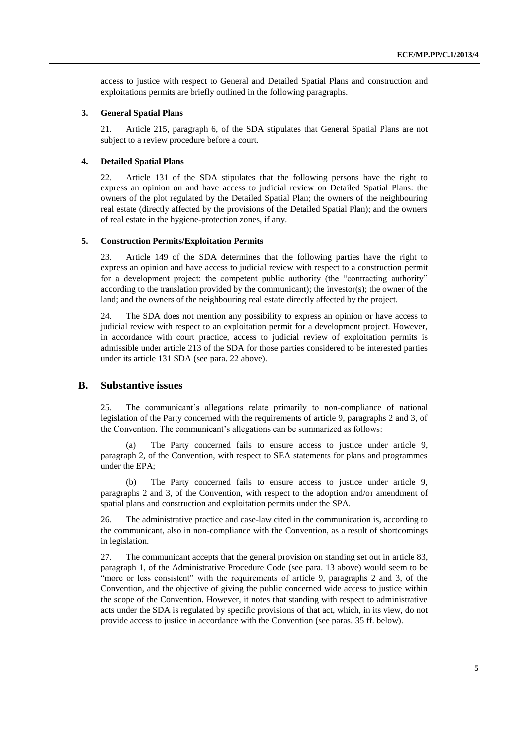access to justice with respect to General and Detailed Spatial Plans and construction and exploitations permits are briefly outlined in the following paragraphs.

### 3. General Spatial Plans

21. Article 215, paragraph 6, of the SDA stipulates that General Spatial Plans are not subject to a review procedure before a court.

### 4. Detailed Spatial Plans

22. Article 131 of the SDA stipulates that the following persons have the right to express an opinion on and have access to judicial review on Detailed Spatial Plans: the owners of the plot regulated by the Detailed Spatial Plan; the owners of the neighbouring real estate (directly affected by the provisions of the Detailed Spatial Plan); and the owners of real estate in the hygiene-protection zones, if any.

### 5. Construction Permits/Exploitation Permits

23. Article 149 of the SDA determines that the following parties have the right to express an opinion and have access to judicial review with respect to a construction permit for a development project: the competent public authority (the "contracting authority" according to the translation provided by the communicant); the investor(s); the owner of the land; and the owners of the neighbouring real estate directly affected by the project.

24. The SDA does not mention any possibility to express an opinion or have access to judicial review with respect to an exploitation permit for a development project. However, in accordance with court practice, access to judicial review of exploitation permits is admissible under article 213 of the SDA for those parties considered to be interested parties under its article 131 SDA (see para. 22 above).

## B. Substantive issues

25. The communicant's allegations relate primarily to non-compliance of national legislation of the Party concerned with the requirements of article 9, paragraphs 2 and 3, of the Convention. The communicant's allegations can be summarized as follows:

(a) The Party concerned fails to ensure access to justice under article 9, paragraph 2, of the Convention, with respect to SEA statements for plans and programmes under the EPA;

(b) The Party concerned fails to ensure access to justice under article 9, paragraphs 2 and 3, of the Convention, with respect to the adoption and/or amendment of spatial plans and construction and exploitation permits under the SPA.

26. The administrative practice and case-law cited in the communication is, according to the communicant, also in non-compliance with the Convention, as a result of shortcomings in legislation.

27. The communicant accepts that the general provision on standing set out in article 83, paragraph 1, of the Administrative Procedure Code (see para. 13 above) would seem to be "more or less consistent" with the requirements of article 9, paragraphs 2 and 3, of the Convention, and the objective of giving the public concerned wide access to justice within the scope of the Convention. However, it notes that standing with respect to administrative acts under the SDA is regulated by specific provisions of that act, which, in its view, do not provide access to justice in accordance with the Convention (see paras. 35 ff. below).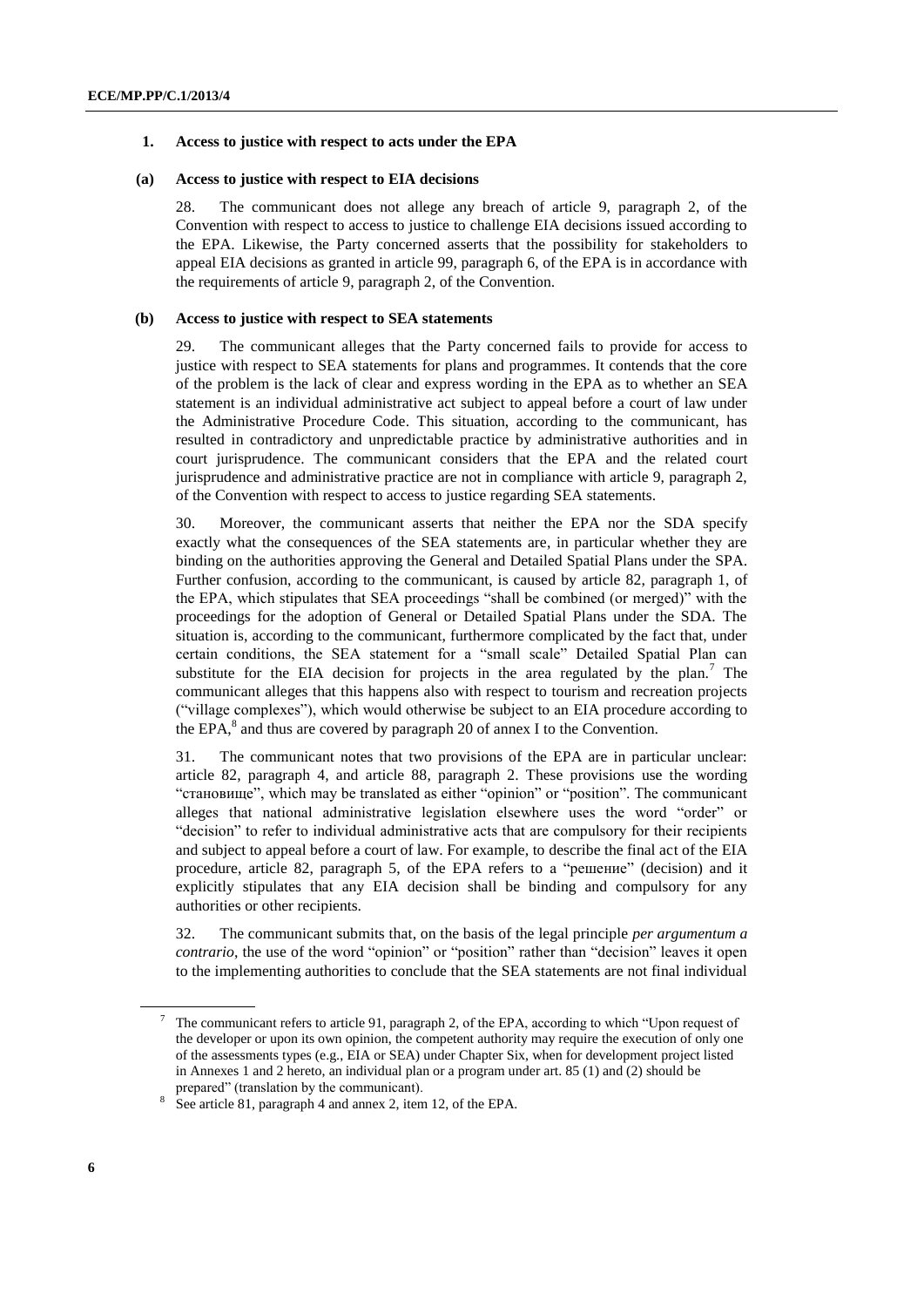### 1. Access to justice with respect to acts under the EPA

#### (a) Access to justice with respect to EIA decisions

28. The communicant does not allege any breach of article 9, paragraph 2, of the Convention with respect to access to justice to challenge EIA decisions issued according to the EPA. Likewise, the Party concerned asserts that the possibility for stakeholders to appeal EIA decisions as granted in article 99, paragraph 6, of the EPA is in accordance with the requirements of article 9, paragraph 2, of the Convention.

#### (b) Access to justice with respect to SEA statements

29. The communicant alleges that the Party concerned fails to provide for access to justice with respect to SEA statements for plans and programmes. It contends that the core of the problem is the lack of clear and express wording in the EPA as to whether an SEA statement is an individual administrative act subject to appeal before a court of law under the Administrative Procedure Code. This situation, according to the communicant, has resulted in contradictory and unpredictable practice by administrative authorities and in court jurisprudence. The communicant considers that the EPA and the related court jurisprudence and administrative practice are not in compliance with article 9, paragraph 2, of the Convention with respect to access to justice regarding SEA statements.

30. Moreover, the communicant asserts that neither the EPA nor the SDA specify exactly what the consequences of the SEA statements are, in particular whether they are binding on the authorities approving the General and Detailed Spatial Plans under the SPA. Further confusion, according to the communicant, is caused by article 82, paragraph 1, of the EPA, which stipulates that SEA proceedings "shall be combined (or merged)" with the proceedings for the adoption of General or Detailed Spatial Plans under the SDA. The situation is, according to the communicant, furthermore complicated by the fact that, under certain conditions, the SEA statement for a "small scale" Detailed Spatial Plan can substitute for the EIA decision for projects in the area regulated by the plan.[7] The communicant alleges that this happens also with respect to tourism and recreation projects ("village complexes"), which would otherwise be subject to an EIA procedure according to the EPA,[8] and thus are covered by paragraph 20 of annex I to the Convention.

31. The communicant notes that two provisions of the EPA are in particular unclear: article 82, paragraph 4, and article 88, paragraph 2. These provisions use the wording "становище", which may be translated as either "opinion" or "position". The communicant alleges that national administrative legislation elsewhere uses the word "order" or "decision" to refer to individual administrative acts that are compulsory for their recipients and subject to appeal before a court of law. For example, to describe the final act of the EIA procedure, article 82, paragraph 5, of the EPA refers to a "решение" (decision) and it explicitly stipulates that any EIA decision shall be binding and compulsory for any authorities or other recipients.

32. The communicant submits that, on the basis of the legal principle *per argumentum a contrario*, the use of the word "opinion" or "position" rather than "decision" leaves it open to the implementing authorities to conclude that the SEA statements are not final individual

---

[7] The communicant refers to article 91, paragraph 2, of the EPA, according to which "Upon request of the developer or upon its own opinion, the competent authority may require the execution of only one of the assessments types (e.g., EIA or SEA) under Chapter Six, when for development project listed in Annexes 1 and 2 hereto, an individual plan or a program under art. 85 (1) and (2) should be prepared" (translation by the communicant).

[8] See article 81, paragraph 4 and annex 2, item 12, of the EPA.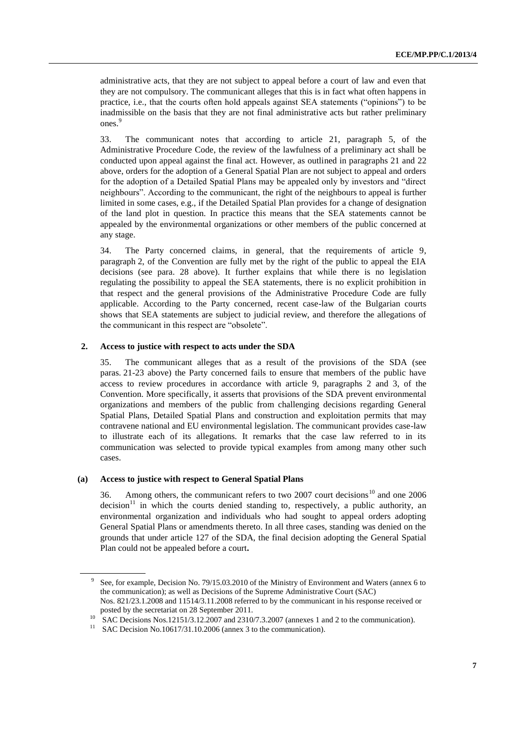administrative acts, that they are not subject to appeal before a court of law and even that they are not compulsory. The communicant alleges that this is in fact what often happens in practice, i.e., that the courts often hold appeals against SEA statements ("opinions") to be inadmissible on the basis that they are not final administrative acts but rather preliminary ones.[9]

33. The communicant notes that according to article 21, paragraph 5, of the Administrative Procedure Code, the review of the lawfulness of a preliminary act shall be conducted upon appeal against the final act. However, as outlined in paragraphs 21 and 22 above, orders for the adoption of a General Spatial Plan are not subject to appeal and orders for the adoption of a Detailed Spatial Plans may be appealed only by investors and "direct neighbours". According to the communicant, the right of the neighbours to appeal is further limited in some cases, e.g., if the Detailed Spatial Plan provides for a change of designation of the land plot in question. In practice this means that the SEA statements cannot be appealed by the environmental organizations or other members of the public concerned at any stage.

34. The Party concerned claims, in general, that the requirements of article 9, paragraph 2, of the Convention are fully met by the right of the public to appeal the EIA decisions (see para. 28 above). It further explains that while there is no legislation regulating the possibility to appeal the SEA statements, there is no explicit prohibition in that respect and the general provisions of the Administrative Procedure Code are fully applicable. According to the Party concerned, recent case-law of the Bulgarian courts shows that SEA statements are subject to judicial review, and therefore the allegations of the communicant in this respect are "obsolete".

### 2. Access to justice with respect to acts under the SDA

35. The communicant alleges that as a result of the provisions of the SDA (see paras. 21-23 above) the Party concerned fails to ensure that members of the public have access to review procedures in accordance with article 9, paragraphs 2 and 3, of the Convention. More specifically, it asserts that provisions of the SDA prevent environmental organizations and members of the public from challenging decisions regarding General Spatial Plans, Detailed Spatial Plans and construction and exploitation permits that may contravene national and EU environmental legislation. The communicant provides case-law to illustrate each of its allegations. It remarks that the case law referred to in its communication was selected to provide typical examples from among many other such cases.

#### (a) Access to justice with respect to General Spatial Plans

36. Among others, the communicant refers to two 2007 court decisions[10] and one 2006 decision[11] in which the courts denied standing to, respectively, a public authority, an environmental organization and individuals who had sought to appeal orders adopting General Spatial Plans or amendments thereto. In all three cases, standing was denied on the grounds that under article 127 of the SDA, the final decision adopting the General Spatial Plan could not be appealed before a court.

[9] See, for example, Decision No. 79/15.03.2010 of the Ministry of Environment and Waters (annex 6 to the communication); as well as Decisions of the Supreme Administrative Court (SAC) Nos. 821/23.1.2008 and 11514/3.11.2008 referred to by the communicant in his response received or posted by the secretariat on 28 September 2011.

[10] SAC Decisions Nos.12151/3.12.2007 and 2310/7.3.2007 (annexes 1 and 2 to the communication).

[11] SAC Decision No.10617/31.10.2006 (annex 3 to the communication).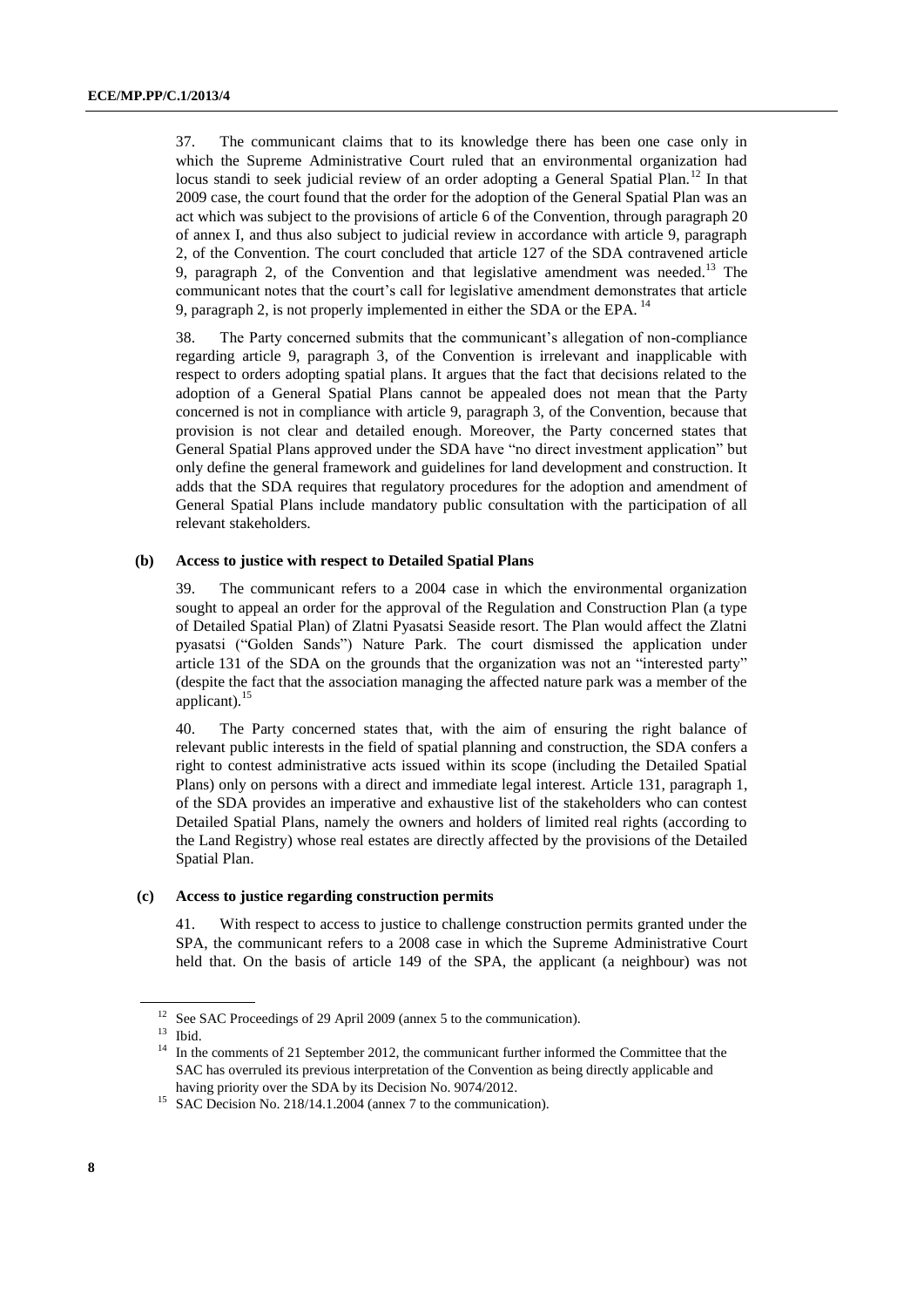37. The communicant claims that to its knowledge there has been one case only in which the Supreme Administrative Court ruled that an environmental organization had locus standi to seek judicial review of an order adopting a General Spatial Plan.[12] In that 2009 case, the court found that the order for the adoption of the General Spatial Plan was an act which was subject to the provisions of article 6 of the Convention, through paragraph 20 of annex I, and thus also subject to judicial review in accordance with article 9, paragraph 2, of the Convention. The court concluded that article 127 of the SDA contravened article 9, paragraph 2, of the Convention and that legislative amendment was needed.[13] The communicant notes that the court's call for legislative amendment demonstrates that article 9, paragraph 2, is not properly implemented in either the SDA or the EPA.[14]

38. The Party concerned submits that the communicant's allegation of non-compliance regarding article 9, paragraph 3, of the Convention is irrelevant and inapplicable with respect to orders adopting spatial plans. It argues that the fact that decisions related to the adoption of a General Spatial Plans cannot be appealed does not mean that the Party concerned is not in compliance with article 9, paragraph 3, of the Convention, because that provision is not clear and detailed enough. Moreover, the Party concerned states that General Spatial Plans approved under the SDA have "no direct investment application" but only define the general framework and guidelines for land development and construction. It adds that the SDA requires that regulatory procedures for the adoption and amendment of General Spatial Plans include mandatory public consultation with the participation of all relevant stakeholders.

### (b) Access to justice with respect to Detailed Spatial Plans

39. The communicant refers to a 2004 case in which the environmental organization sought to appeal an order for the approval of the Regulation and Construction Plan (a type of Detailed Spatial Plan) of Zlatni Pyasatsi Seaside resort. The Plan would affect the Zlatni pyasatsi ("Golden Sands") Nature Park. The court dismissed the application under article 131 of the SDA on the grounds that the organization was not an "interested party" (despite the fact that the association managing the affected nature park was a member of the applicant).[15]

40. The Party concerned states that, with the aim of ensuring the right balance of relevant public interests in the field of spatial planning and construction, the SDA confers a right to contest administrative acts issued within its scope (including the Detailed Spatial Plans) only on persons with a direct and immediate legal interest. Article 131, paragraph 1, of the SDA provides an imperative and exhaustive list of the stakeholders who can contest Detailed Spatial Plans, namely the owners and holders of limited real rights (according to the Land Registry) whose real estates are directly affected by the provisions of the Detailed Spatial Plan.

### (c) Access to justice regarding construction permits

41. With respect to access to justice to challenge construction permits granted under the SPA, the communicant refers to a 2008 case in which the Supreme Administrative Court held that. On the basis of article 149 of the SPA, the applicant (a neighbour) was not

---

[12] See SAC Proceedings of 29 April 2009 (annex 5 to the communication).

[13] Ibid.

[14] In the comments of 21 September 2012, the communicant further informed the Committee that the SAC has overruled its previous interpretation of the Convention as being directly applicable and having priority over the SDA by its Decision No. 9074/2012.

[15] SAC Decision No. 218/14.1.2004 (annex 7 to the communication).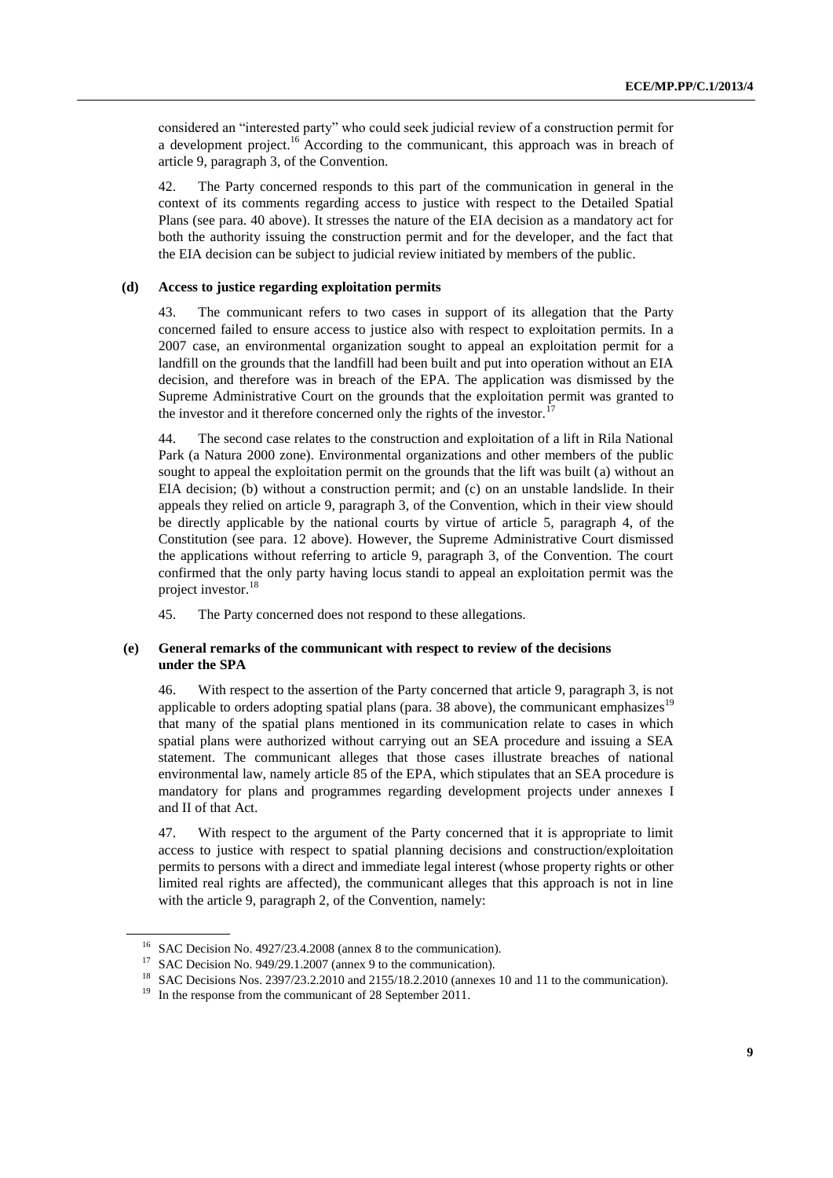considered an "interested party" who could seek judicial review of a construction permit for a development project.[16] According to the communicant, this approach was in breach of article 9, paragraph 3, of the Convention.

42. The Party concerned responds to this part of the communication in general in the context of its comments regarding access to justice with respect to the Detailed Spatial Plans (see para. 40 above). It stresses the nature of the EIA decision as a mandatory act for both the authority issuing the construction permit and for the developer, and the fact that the EIA decision can be subject to judicial review initiated by members of the public.

### (d) Access to justice regarding exploitation permits

43. The communicant refers to two cases in support of its allegation that the Party concerned failed to ensure access to justice also with respect to exploitation permits. In a 2007 case, an environmental organization sought to appeal an exploitation permit for a landfill on the grounds that the landfill had been built and put into operation without an EIA decision, and therefore was in breach of the EPA. The application was dismissed by the Supreme Administrative Court on the grounds that the exploitation permit was granted to the investor and it therefore concerned only the rights of the investor.[17]

44. The second case relates to the construction and exploitation of a lift in Rila National Park (a Natura 2000 zone). Environmental organizations and other members of the public sought to appeal the exploitation permit on the grounds that the lift was built (a) without an EIA decision; (b) without a construction permit; and (c) on an unstable landslide. In their appeals they relied on article 9, paragraph 3, of the Convention, which in their view should be directly applicable by the national courts by virtue of article 5, paragraph 4, of the Constitution (see para. 12 above). However, the Supreme Administrative Court dismissed the applications without referring to article 9, paragraph 3, of the Convention. The court confirmed that the only party having locus standi to appeal an exploitation permit was the project investor.[18]

45. The Party concerned does not respond to these allegations.

### (e) General remarks of the communicant with respect to review of the decisions under the SPA

46. With respect to the assertion of the Party concerned that article 9, paragraph 3, is not applicable to orders adopting spatial plans (para. 38 above), the communicant emphasizes[19] that many of the spatial plans mentioned in its communication relate to cases in which spatial plans were authorized without carrying out an SEA procedure and issuing a SEA statement. The communicant alleges that those cases illustrate breaches of national environmental law, namely article 85 of the EPA, which stipulates that an SEA procedure is mandatory for plans and programmes regarding development projects under annexes I and II of that Act.

47. With respect to the argument of the Party concerned that it is appropriate to limit access to justice with respect to spatial planning decisions and construction/exploitation permits to persons with a direct and immediate legal interest (whose property rights or other limited real rights are affected), the communicant alleges that this approach is not in line with the article 9, paragraph 2, of the Convention, namely:

---

[16] SAC Decision No. 4927/23.4.2008 (annex 8 to the communication).

[17] SAC Decision No. 949/29.1.2007 (annex 9 to the communication).

[18] SAC Decisions Nos. 2397/23.2.2010 and 2155/18.2.2010 (annexes 10 and 11 to the communication).

[19] In the response from the communicant of 28 September 2011.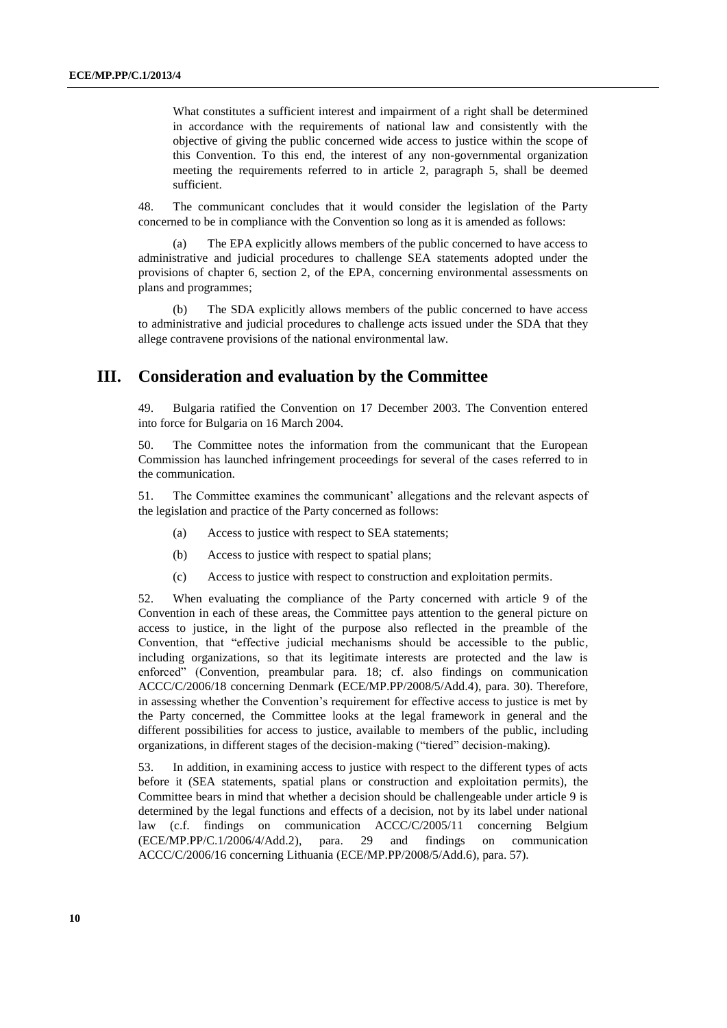What constitutes a sufficient interest and impairment of a right shall be determined in accordance with the requirements of national law and consistently with the objective of giving the public concerned wide access to justice within the scope of this Convention. To this end, the interest of any non-governmental organization meeting the requirements referred to in article 2, paragraph 5, shall be deemed sufficient.

48. The communicant concludes that it would consider the legislation of the Party concerned to be in compliance with the Convention so long as it is amended as follows:

(a) The EPA explicitly allows members of the public concerned to have access to administrative and judicial procedures to challenge SEA statements adopted under the provisions of chapter 6, section 2, of the EPA, concerning environmental assessments on plans and programmes;

(b) The SDA explicitly allows members of the public concerned to have access to administrative and judicial procedures to challenge acts issued under the SDA that they allege contravene provisions of the national environmental law.

## III. Consideration and evaluation by the Committee

49. Bulgaria ratified the Convention on 17 December 2003. The Convention entered into force for Bulgaria on 16 March 2004.

50. The Committee notes the information from the communicant that the European Commission has launched infringement proceedings for several of the cases referred to in the communication.

51. The Committee examines the communicant' allegations and the relevant aspects of the legislation and practice of the Party concerned as follows:

(a) Access to justice with respect to SEA statements;

(b) Access to justice with respect to spatial plans;

(c) Access to justice with respect to construction and exploitation permits.

52. When evaluating the compliance of the Party concerned with article 9 of the Convention in each of these areas, the Committee pays attention to the general picture on access to justice, in the light of the purpose also reflected in the preamble of the Convention, that "effective judicial mechanisms should be accessible to the public, including organizations, so that its legitimate interests are protected and the law is enforced" (Convention, preambular para. 18; cf. also findings on communication ACCC/C/2006/18 concerning Denmark (ECE/MP.PP/2008/5/Add.4), para. 30). Therefore, in assessing whether the Convention's requirement for effective access to justice is met by the Party concerned, the Committee looks at the legal framework in general and the different possibilities for access to justice, available to members of the public, including organizations, in different stages of the decision-making ("tiered" decision-making).

53. In addition, in examining access to justice with respect to the different types of acts before it (SEA statements, spatial plans or construction and exploitation permits), the Committee bears in mind that whether a decision should be challengeable under article 9 is determined by the legal functions and effects of a decision, not by its label under national law (c.f. findings on communication ACCC/C/2005/11 concerning Belgium (ECE/MP.PP/C.1/2006/4/Add.2), para. 29 and findings on communication ACCC/C/2006/16 concerning Lithuania (ECE/MP.PP/2008/5/Add.6), para. 57).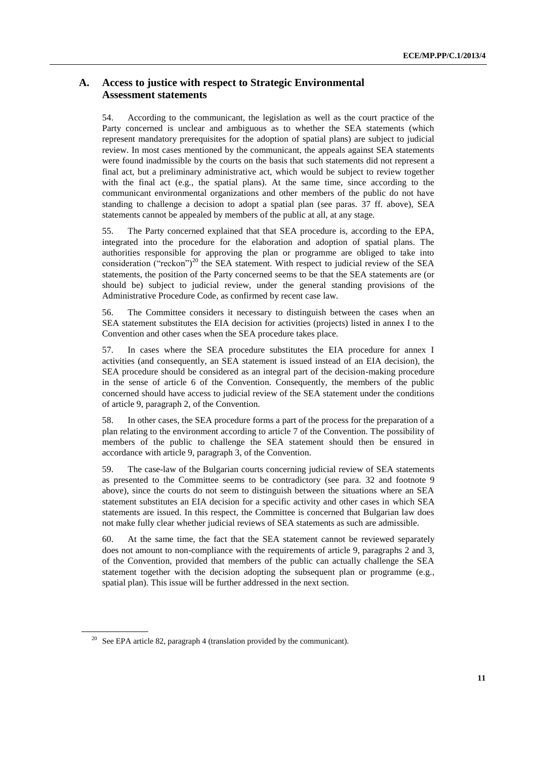## A. Access to justice with respect to Strategic Environmental Assessment statements

54. According to the communicant, the legislation as well as the court practice of the Party concerned is unclear and ambiguous as to whether the SEA statements (which represent mandatory prerequisites for the adoption of spatial plans) are subject to judicial review. In most cases mentioned by the communicant, the appeals against SEA statements were found inadmissible by the courts on the basis that such statements did not represent a final act, but a preliminary administrative act, which would be subject to review together with the final act (e.g., the spatial plans). At the same time, since according to the communicant environmental organizations and other members of the public do not have standing to challenge a decision to adopt a spatial plan (see paras. 37 ff. above), SEA statements cannot be appealed by members of the public at all, at any stage.

55. The Party concerned explained that that SEA procedure is, according to the EPA, integrated into the procedure for the elaboration and adoption of spatial plans. The authorities responsible for approving the plan or programme are obliged to take into consideration ("reckon")[20] the SEA statement. With respect to judicial review of the SEA statements, the position of the Party concerned seems to be that the SEA statements are (or should be) subject to judicial review, under the general standing provisions of the Administrative Procedure Code, as confirmed by recent case law.

56. The Committee considers it necessary to distinguish between the cases when an SEA statement substitutes the EIA decision for activities (projects) listed in annex I to the Convention and other cases when the SEA procedure takes place.

57. In cases where the SEA procedure substitutes the EIA procedure for annex I activities (and consequently, an SEA statement is issued instead of an EIA decision), the SEA procedure should be considered as an integral part of the decision-making procedure in the sense of article 6 of the Convention. Consequently, the members of the public concerned should have access to judicial review of the SEA statement under the conditions of article 9, paragraph 2, of the Convention.

58. In other cases, the SEA procedure forms a part of the process for the preparation of a plan relating to the environment according to article 7 of the Convention. The possibility of members of the public to challenge the SEA statement should then be ensured in accordance with article 9, paragraph 3, of the Convention.

59. The case-law of the Bulgarian courts concerning judicial review of SEA statements as presented to the Committee seems to be contradictory (see para. 32 and footnote 9 above), since the courts do not seem to distinguish between the situations where an SEA statement substitutes an EIA decision for a specific activity and other cases in which SEA statements are issued. In this respect, the Committee is concerned that Bulgarian law does not make fully clear whether judicial reviews of SEA statements as such are admissible.

60. At the same time, the fact that the SEA statement cannot be reviewed separately does not amount to non-compliance with the requirements of article 9, paragraphs 2 and 3, of the Convention, provided that members of the public can actually challenge the SEA statement together with the decision adopting the subsequent plan or programme (e.g., spatial plan). This issue will be further addressed in the next section.

[20] See EPA article 82, paragraph 4 (translation provided by the communicant).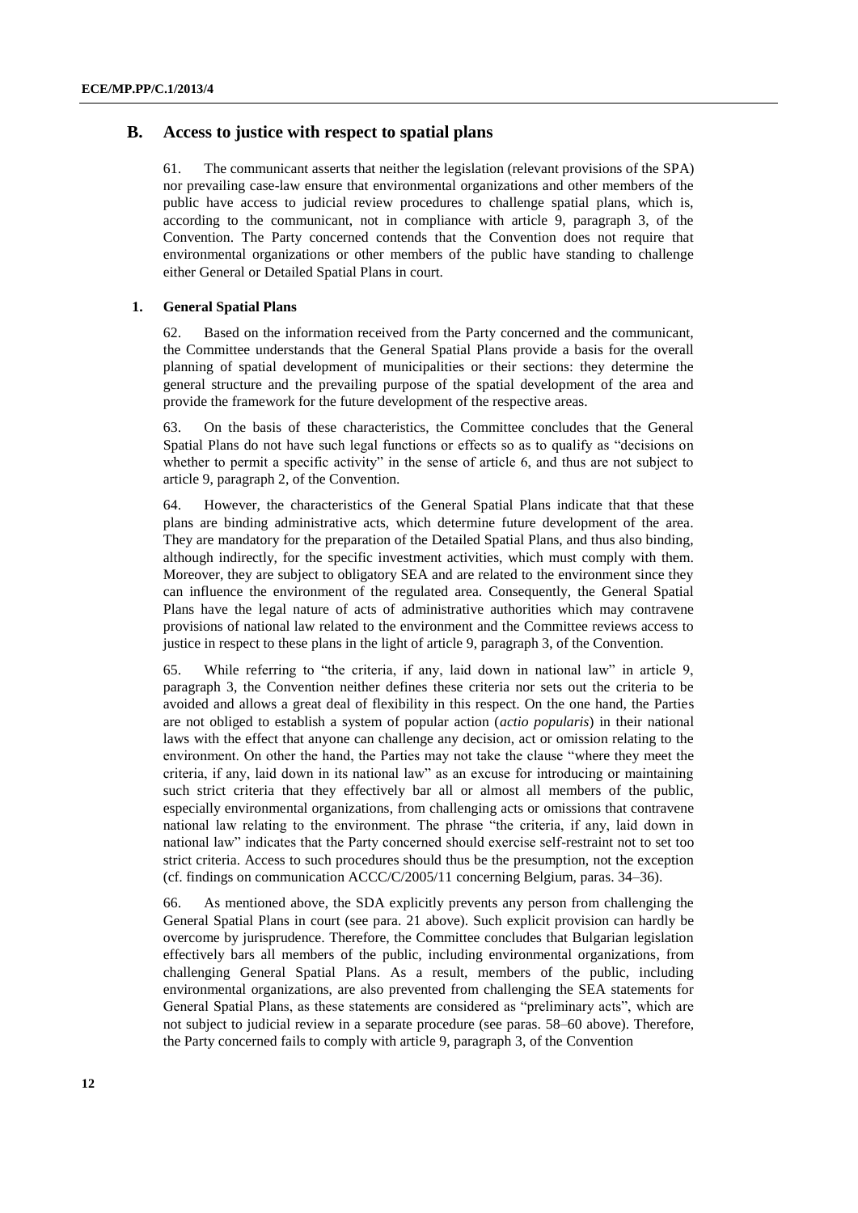## B. Access to justice with respect to spatial plans

61. The communicant asserts that neither the legislation (relevant provisions of the SPA) nor prevailing case-law ensure that environmental organizations and other members of the public have access to judicial review procedures to challenge spatial plans, which is, according to the communicant, not in compliance with article 9, paragraph 3, of the Convention. The Party concerned contends that the Convention does not require that environmental organizations or other members of the public have standing to challenge either General or Detailed Spatial Plans in court.

### 1. General Spatial Plans

62. Based on the information received from the Party concerned and the communicant, the Committee understands that the General Spatial Plans provide a basis for the overall planning of spatial development of municipalities or their sections: they determine the general structure and the prevailing purpose of the spatial development of the area and provide the framework for the future development of the respective areas.

63. On the basis of these characteristics, the Committee concludes that the General Spatial Plans do not have such legal functions or effects so as to qualify as "decisions on whether to permit a specific activity" in the sense of article 6, and thus are not subject to article 9, paragraph 2, of the Convention.

64. However, the characteristics of the General Spatial Plans indicate that that these plans are binding administrative acts, which determine future development of the area. They are mandatory for the preparation of the Detailed Spatial Plans, and thus also binding, although indirectly, for the specific investment activities, which must comply with them. Moreover, they are subject to obligatory SEA and are related to the environment since they can influence the environment of the regulated area. Consequently, the General Spatial Plans have the legal nature of acts of administrative authorities which may contravene provisions of national law related to the environment and the Committee reviews access to justice in respect to these plans in the light of article 9, paragraph 3, of the Convention.

65. While referring to "the criteria, if any, laid down in national law" in article 9, paragraph 3, the Convention neither defines these criteria nor sets out the criteria to be avoided and allows a great deal of flexibility in this respect. On the one hand, the Parties are not obliged to establish a system of popular action (*actio popularis*) in their national laws with the effect that anyone can challenge any decision, act or omission relating to the environment. On other the hand, the Parties may not take the clause "where they meet the criteria, if any, laid down in its national law" as an excuse for introducing or maintaining such strict criteria that they effectively bar all or almost all members of the public, especially environmental organizations, from challenging acts or omissions that contravene national law relating to the environment. The phrase "the criteria, if any, laid down in national law" indicates that the Party concerned should exercise self-restraint not to set too strict criteria. Access to such procedures should thus be the presumption, not the exception (cf. findings on communication ACCC/C/2005/11 concerning Belgium, paras. 34–36).

66. As mentioned above, the SDA explicitly prevents any person from challenging the General Spatial Plans in court (see para. 21 above). Such explicit provision can hardly be overcome by jurisprudence. Therefore, the Committee concludes that Bulgarian legislation effectively bars all members of the public, including environmental organizations, from challenging General Spatial Plans. As a result, members of the public, including environmental organizations, are also prevented from challenging the SEA statements for General Spatial Plans, as these statements are considered as "preliminary acts", which are not subject to judicial review in a separate procedure (see paras. 58–60 above). Therefore, the Party concerned fails to comply with article 9, paragraph 3, of the Convention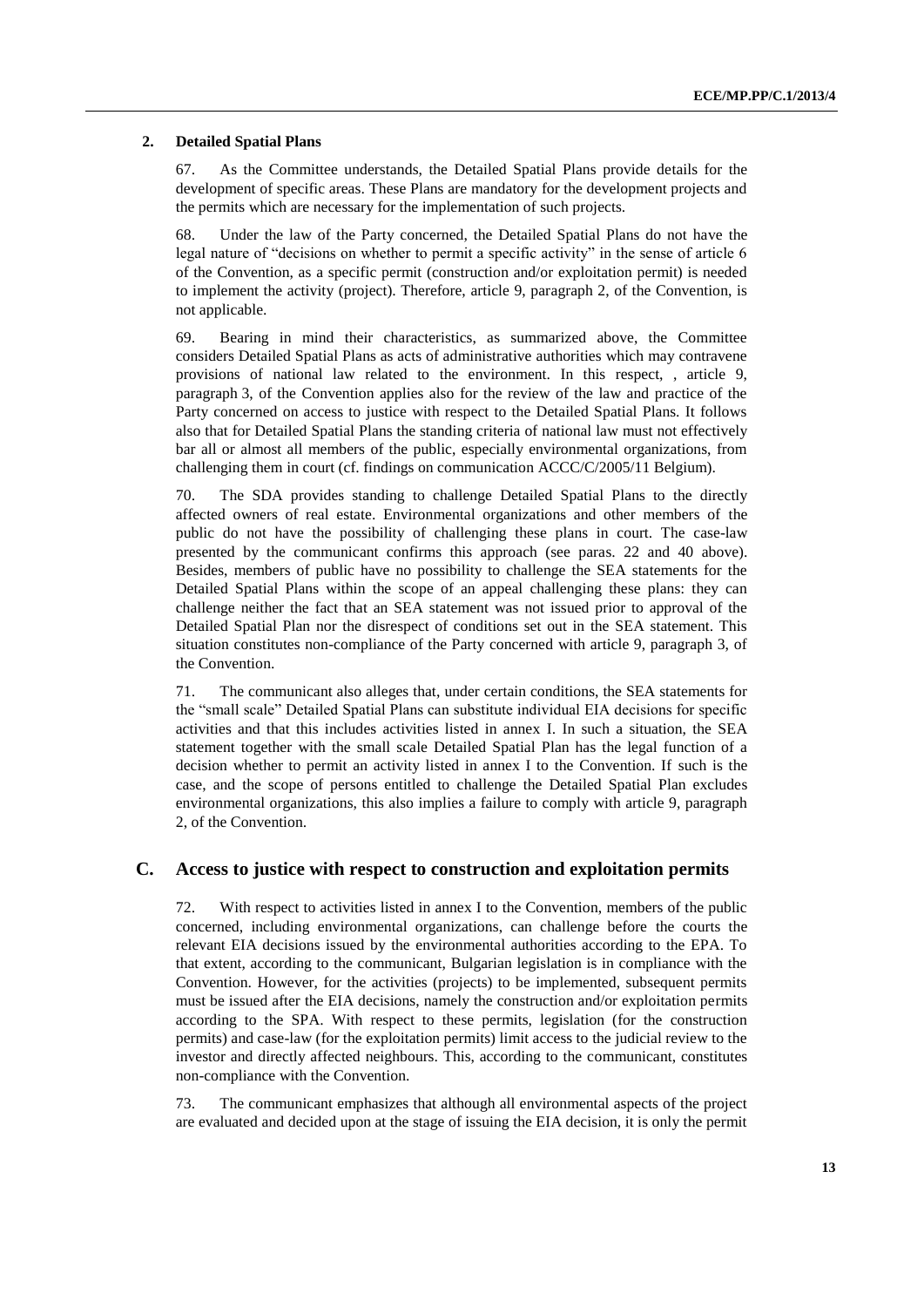### 2. Detailed Spatial Plans

67. As the Committee understands, the Detailed Spatial Plans provide details for the development of specific areas. These Plans are mandatory for the development projects and the permits which are necessary for the implementation of such projects.

68. Under the law of the Party concerned, the Detailed Spatial Plans do not have the legal nature of "decisions on whether to permit a specific activity" in the sense of article 6 of the Convention, as a specific permit (construction and/or exploitation permit) is needed to implement the activity (project). Therefore, article 9, paragraph 2, of the Convention, is not applicable.

69. Bearing in mind their characteristics, as summarized above, the Committee considers Detailed Spatial Plans as acts of administrative authorities which may contravene provisions of national law related to the environment. In this respect, , article 9, paragraph 3, of the Convention applies also for the review of the law and practice of the Party concerned on access to justice with respect to the Detailed Spatial Plans. It follows also that for Detailed Spatial Plans the standing criteria of national law must not effectively bar all or almost all members of the public, especially environmental organizations, from challenging them in court (cf. findings on communication ACCC/C/2005/11 Belgium).

70. The SDA provides standing to challenge Detailed Spatial Plans to the directly affected owners of real estate. Environmental organizations and other members of the public do not have the possibility of challenging these plans in court. The case-law presented by the communicant confirms this approach (see paras. 22 and 40 above). Besides, members of public have no possibility to challenge the SEA statements for the Detailed Spatial Plans within the scope of an appeal challenging these plans: they can challenge neither the fact that an SEA statement was not issued prior to approval of the Detailed Spatial Plan nor the disrespect of conditions set out in the SEA statement. This situation constitutes non-compliance of the Party concerned with article 9, paragraph 3, of the Convention.

71. The communicant also alleges that, under certain conditions, the SEA statements for the "small scale" Detailed Spatial Plans can substitute individual EIA decisions for specific activities and that this includes activities listed in annex I. In such a situation, the SEA statement together with the small scale Detailed Spatial Plan has the legal function of a decision whether to permit an activity listed in annex I to the Convention. If such is the case, and the scope of persons entitled to challenge the Detailed Spatial Plan excludes environmental organizations, this also implies a failure to comply with article 9, paragraph 2, of the Convention.

## C. Access to justice with respect to construction and exploitation permits

72. With respect to activities listed in annex I to the Convention, members of the public concerned, including environmental organizations, can challenge before the courts the relevant EIA decisions issued by the environmental authorities according to the EPA. To that extent, according to the communicant, Bulgarian legislation is in compliance with the Convention. However, for the activities (projects) to be implemented, subsequent permits must be issued after the EIA decisions, namely the construction and/or exploitation permits according to the SPA. With respect to these permits, legislation (for the construction permits) and case-law (for the exploitation permits) limit access to the judicial review to the investor and directly affected neighbours. This, according to the communicant, constitutes non-compliance with the Convention.

73. The communicant emphasizes that although all environmental aspects of the project are evaluated and decided upon at the stage of issuing the EIA decision, it is only the permit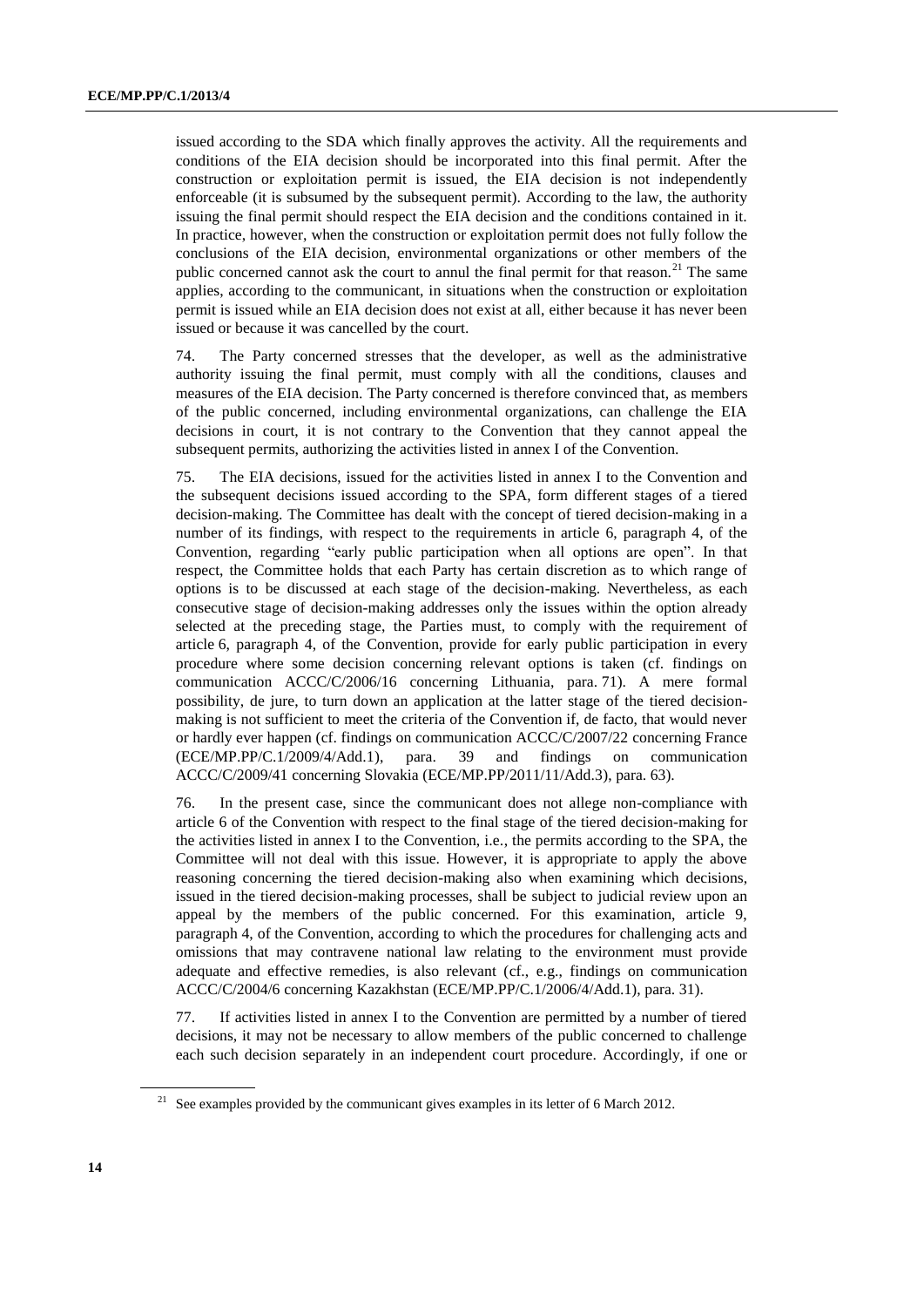issued according to the SDA which finally approves the activity. All the requirements and conditions of the EIA decision should be incorporated into this final permit. After the construction or exploitation permit is issued, the EIA decision is not independently enforceable (it is subsumed by the subsequent permit). According to the law, the authority issuing the final permit should respect the EIA decision and the conditions contained in it. In practice, however, when the construction or exploitation permit does not fully follow the conclusions of the EIA decision, environmental organizations or other members of the public concerned cannot ask the court to annul the final permit for that reason.[21] The same applies, according to the communicant, in situations when the construction or exploitation permit is issued while an EIA decision does not exist at all, either because it has never been issued or because it was cancelled by the court.

74. The Party concerned stresses that the developer, as well as the administrative authority issuing the final permit, must comply with all the conditions, clauses and measures of the EIA decision. The Party concerned is therefore convinced that, as members of the public concerned, including environmental organizations, can challenge the EIA decisions in court, it is not contrary to the Convention that they cannot appeal the subsequent permits, authorizing the activities listed in annex I of the Convention.

75. The EIA decisions, issued for the activities listed in annex I to the Convention and the subsequent decisions issued according to the SPA, form different stages of a tiered decision-making. The Committee has dealt with the concept of tiered decision-making in a number of its findings, with respect to the requirements in article 6, paragraph 4, of the Convention, regarding "early public participation when all options are open". In that respect, the Committee holds that each Party has certain discretion as to which range of options is to be discussed at each stage of the decision-making. Nevertheless, as each consecutive stage of decision-making addresses only the issues within the option already selected at the preceding stage, the Parties must, to comply with the requirement of article 6, paragraph 4, of the Convention, provide for early public participation in every procedure where some decision concerning relevant options is taken (cf. findings on communication ACCC/C/2006/16 concerning Lithuania, para. 71). A mere formal possibility, de jure, to turn down an application at the latter stage of the tiered decision-making is not sufficient to meet the criteria of the Convention if, de facto, that would never or hardly ever happen (cf. findings on communication ACCC/C/2007/22 concerning France (ECE/MP.PP/C.1/2009/4/Add.1), para. 39 and findings on communication ACCC/C/2009/41 concerning Slovakia (ECE/MP.PP/2011/11/Add.3), para. 63).

76. In the present case, since the communicant does not allege non-compliance with article 6 of the Convention with respect to the final stage of the tiered decision-making for the activities listed in annex I to the Convention, i.e., the permits according to the SPA, the Committee will not deal with this issue. However, it is appropriate to apply the above reasoning concerning the tiered decision-making also when examining which decisions, issued in the tiered decision-making processes, shall be subject to judicial review upon an appeal by the members of the public concerned. For this examination, article 9, paragraph 4, of the Convention, according to which the procedures for challenging acts and omissions that may contravene national law relating to the environment must provide adequate and effective remedies, is also relevant (cf., e.g., findings on communication ACCC/C/2004/6 concerning Kazakhstan (ECE/MP.PP/C.1/2006/4/Add.1), para. 31).

77. If activities listed in annex I to the Convention are permitted by a number of tiered decisions, it may not be necessary to allow members of the public concerned to challenge each such decision separately in an independent court procedure. Accordingly, if one or

[21] See examples provided by the communicant gives examples in its letter of 6 March 2012.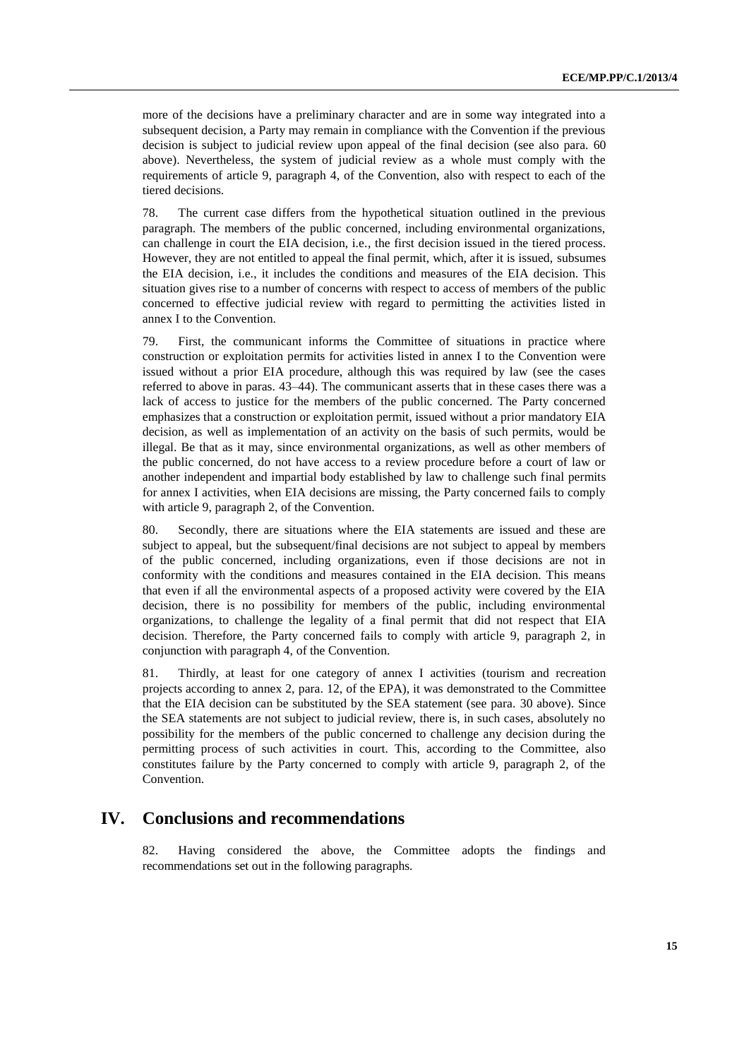more of the decisions have a preliminary character and are in some way integrated into a subsequent decision, a Party may remain in compliance with the Convention if the previous decision is subject to judicial review upon appeal of the final decision (see also para. 60 above). Nevertheless, the system of judicial review as a whole must comply with the requirements of article 9, paragraph 4, of the Convention, also with respect to each of the tiered decisions.

78. The current case differs from the hypothetical situation outlined in the previous paragraph. The members of the public concerned, including environmental organizations, can challenge in court the EIA decision, i.e., the first decision issued in the tiered process. However, they are not entitled to appeal the final permit, which, after it is issued, subsumes the EIA decision, i.e., it includes the conditions and measures of the EIA decision. This situation gives rise to a number of concerns with respect to access of members of the public concerned to effective judicial review with regard to permitting the activities listed in annex I to the Convention.

79. First, the communicant informs the Committee of situations in practice where construction or exploitation permits for activities listed in annex I to the Convention were issued without a prior EIA procedure, although this was required by law (see the cases referred to above in paras. 43–44). The communicant asserts that in these cases there was a lack of access to justice for the members of the public concerned. The Party concerned emphasizes that a construction or exploitation permit, issued without a prior mandatory EIA decision, as well as implementation of an activity on the basis of such permits, would be illegal. Be that as it may, since environmental organizations, as well as other members of the public concerned, do not have access to a review procedure before a court of law or another independent and impartial body established by law to challenge such final permits for annex I activities, when EIA decisions are missing, the Party concerned fails to comply with article 9, paragraph 2, of the Convention.

80. Secondly, there are situations where the EIA statements are issued and these are subject to appeal, but the subsequent/final decisions are not subject to appeal by members of the public concerned, including organizations, even if those decisions are not in conformity with the conditions and measures contained in the EIA decision. This means that even if all the environmental aspects of a proposed activity were covered by the EIA decision, there is no possibility for members of the public, including environmental organizations, to challenge the legality of a final permit that did not respect that EIA decision. Therefore, the Party concerned fails to comply with article 9, paragraph 2, in conjunction with paragraph 4, of the Convention.

81. Thirdly, at least for one category of annex I activities (tourism and recreation projects according to annex 2, para. 12, of the EPA), it was demonstrated to the Committee that the EIA decision can be substituted by the SEA statement (see para. 30 above). Since the SEA statements are not subject to judicial review, there is, in such cases, absolutely no possibility for the members of the public concerned to challenge any decision during the permitting process of such activities in court. This, according to the Committee, also constitutes failure by the Party concerned to comply with article 9, paragraph 2, of the Convention.

## IV. Conclusions and recommendations

82. Having considered the above, the Committee adopts the findings and recommendations set out in the following paragraphs.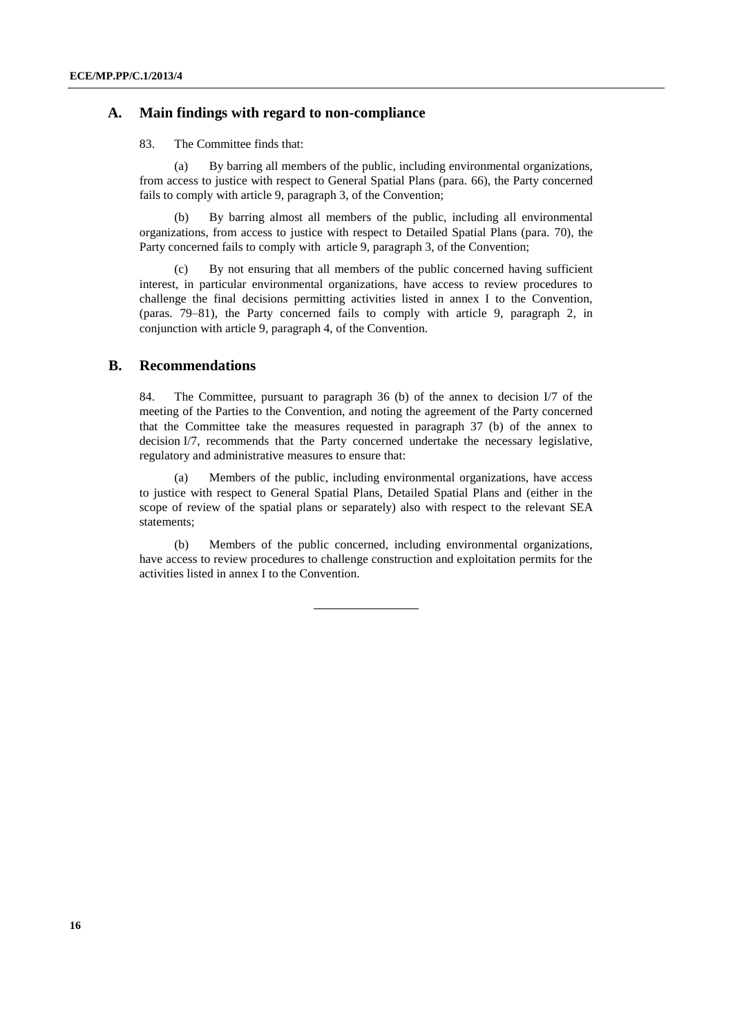## A. Main findings with regard to non-compliance

83. The Committee finds that:

(a) By barring all members of the public, including environmental organizations, from access to justice with respect to General Spatial Plans (para. 66), the Party concerned fails to comply with article 9, paragraph 3, of the Convention;

(b) By barring almost all members of the public, including all environmental organizations, from access to justice with respect to Detailed Spatial Plans (para. 70), the Party concerned fails to comply with article 9, paragraph 3, of the Convention;

(c) By not ensuring that all members of the public concerned having sufficient interest, in particular environmental organizations, have access to review procedures to challenge the final decisions permitting activities listed in annex I to the Convention, (paras. 79–81), the Party concerned fails to comply with article 9, paragraph 2, in conjunction with article 9, paragraph 4, of the Convention.

## B. Recommendations

84. The Committee, pursuant to paragraph 36 (b) of the annex to decision I/7 of the meeting of the Parties to the Convention, and noting the agreement of the Party concerned that the Committee take the measures requested in paragraph 37 (b) of the annex to decision I/7, recommends that the Party concerned undertake the necessary legislative, regulatory and administrative measures to ensure that:

(a) Members of the public, including environmental organizations, have access to justice with respect to General Spatial Plans, Detailed Spatial Plans and (either in the scope of review of the spatial plans or separately) also with respect to the relevant SEA statements;

(b) Members of the public concerned, including environmental organizations, have access to review procedures to challenge construction and exploitation permits for the activities listed in annex I to the Convention.